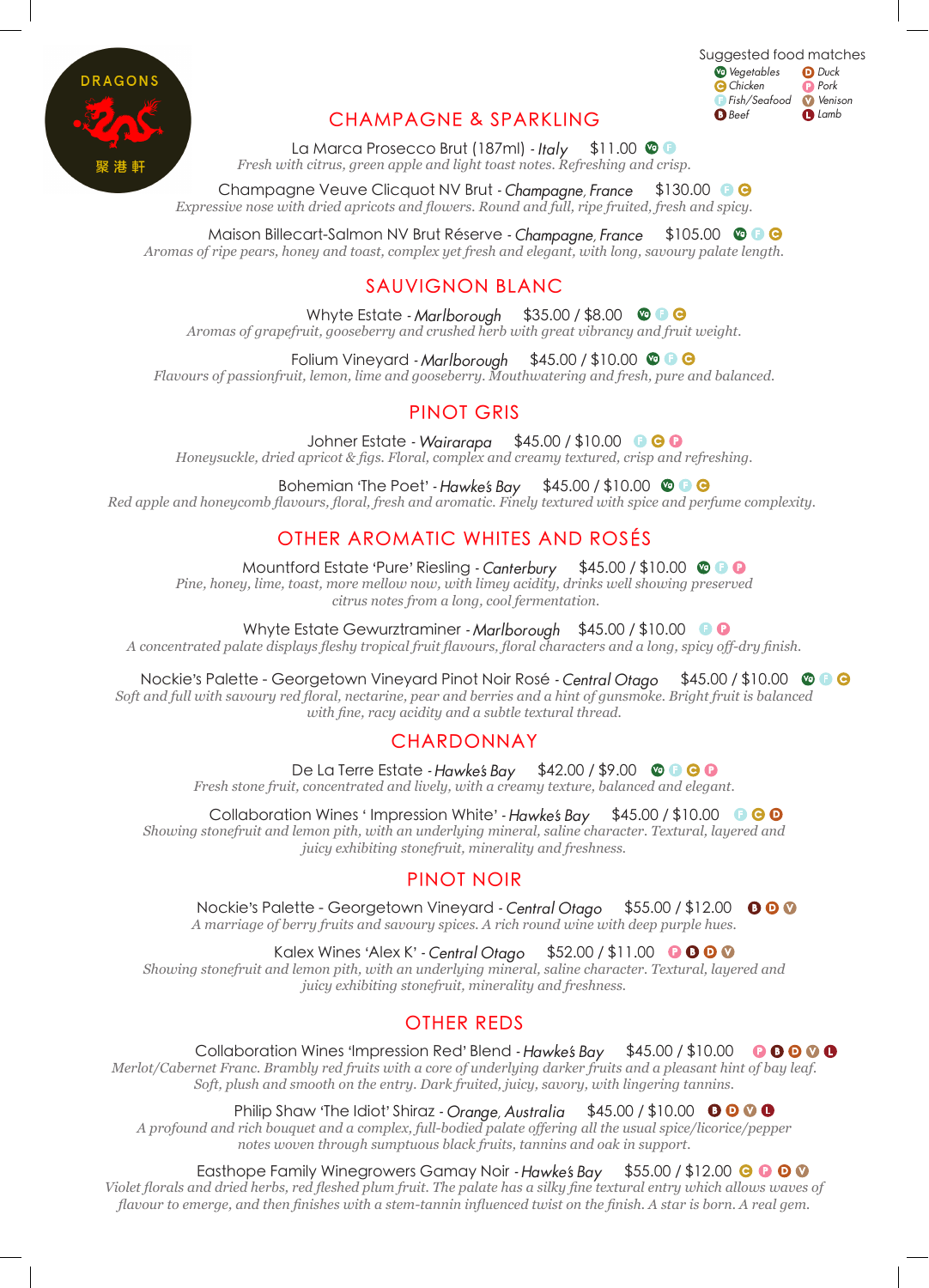DRAGONS

聚港軒

Suggested food matches

Vg Vegetables · D Duck · C Chicken · P Pork · F Fish/Seafood · V Venison · B Beef · L Lamb

## CHAMPAGNE & SPARKLING

La Marca Prosecco Brut (187ml) - *Italy* $11.00 Vg F
*Fresh with citrus, green apple and light toast notes. Refreshing and crisp.*

Champagne Veuve Clicquot NV Brut - *Champagne, France* $130.00 F C
*Expressive nose with dried apricots and flowers. Round and full, ripe fruited, fresh and spicy.*

Maison Billecart-Salmon NV Brut Réserve - *Champagne, France* $105.00 Vg F C
*Aromas of ripe pears, honey and toast, complex yet fresh and elegant, with long, savoury palate length.*

## SAUVIGNON BLANC

Whyte Estate - *Marlborough* $35.00 / $8.00 Vg F C
*Aromas of grapefruit, gooseberry and crushed herb with great vibrancy and fruit weight.*

Folium Vineyard - *Marlborough* $45.00 / $10.00 Vg F C
*Flavours of passionfruit, lemon, lime and gooseberry. Mouthwatering and fresh, pure and balanced.*

## PINOT GRIS

Johner Estate - *Wairarapa* $45.00 / $10.00 F C P
*Honeysuckle, dried apricot & figs. Floral, complex and creamy textured, crisp and refreshing.*

Bohemian 'The Poet' - *Hawke's Bay* $45.00 / $10.00 Vg F C
*Red apple and honeycomb flavours, floral, fresh and aromatic. Finely textured with spice and perfume complexity.*

## OTHER AROMATIC WHITES AND ROSÉS

Mountford Estate 'Pure' Riesling - *Canterbury* $45.00 / $10.00 Vg F P
*Pine, honey, lime, toast, more mellow now, with limey acidity, drinks well showing preserved citrus notes from a long, cool fermentation.*

Whyte Estate Gewurztraminer - *Marlborough* $45.00 / $10.00 F P
*A concentrated palate displays fleshy tropical fruit flavours, floral characters and a long, spicy off-dry finish.*

Nockie's Palette - Georgetown Vineyard Pinot Noir Rosé - *Central Otago* $45.00 / $10.00 Vg F C
*Soft and full with savoury red floral, nectarine, pear and berries and a hint of gunsmoke. Bright fruit is balanced with fine, racy acidity and a subtle textural thread.*

## CHARDONNAY

De La Terre Estate - *Hawke's Bay* $42.00 / $9.00 Vg F C P
*Fresh stone fruit, concentrated and lively, with a creamy texture, balanced and elegant.*

Collaboration Wines ' Impression White' - *Hawke's Bay* $45.00 / $10.00 F C D
*Showing stonefruit and lemon pith, with an underlying mineral, saline character. Textural, layered and juicy exhibiting stonefruit, minerality and freshness.*

## PINOT NOIR

Nockie's Palette - Georgetown Vineyard - *Central Otago* $55.00 / $12.00 B D V
*A marriage of berry fruits and savoury spices. A rich round wine with deep purple hues.*

Kalex Wines 'Alex K' - *Central Otago* $52.00 / $11.00 P B D V
*Showing stonefruit and lemon pith, with an underlying mineral, saline character. Textural, layered and juicy exhibiting stonefruit, minerality and freshness.*

## OTHER REDS

Collaboration Wines 'Impression Red' Blend - *Hawke's Bay* $45.00 / $10.00 P B D V L
*Merlot/Cabernet Franc. Brambly red fruits with a core of underlying darker fruits and a pleasant hint of bay leaf. Soft, plush and smooth on the entry. Dark fruited, juicy, savory, with lingering tannins.*

Philip Shaw 'The Idiot' Shiraz - *Orange, Australia* $45.00 / $10.00 B D V L
*A profound and rich bouquet and a complex, full-bodied palate offering all the usual spice/licorice/pepper notes woven through sumptuous black fruits, tannins and oak in support.*

Easthope Family Winegrowers Gamay Noir - *Hawke's Bay* $55.00 / $12.00 C P D V
*Violet florals and dried herbs, red fleshed plum fruit. The palate has a silky fine textural entry which allows waves of flavour to emerge, and then finishes with a stem-tannin influenced twist on the finish. A star is born. A real gem.*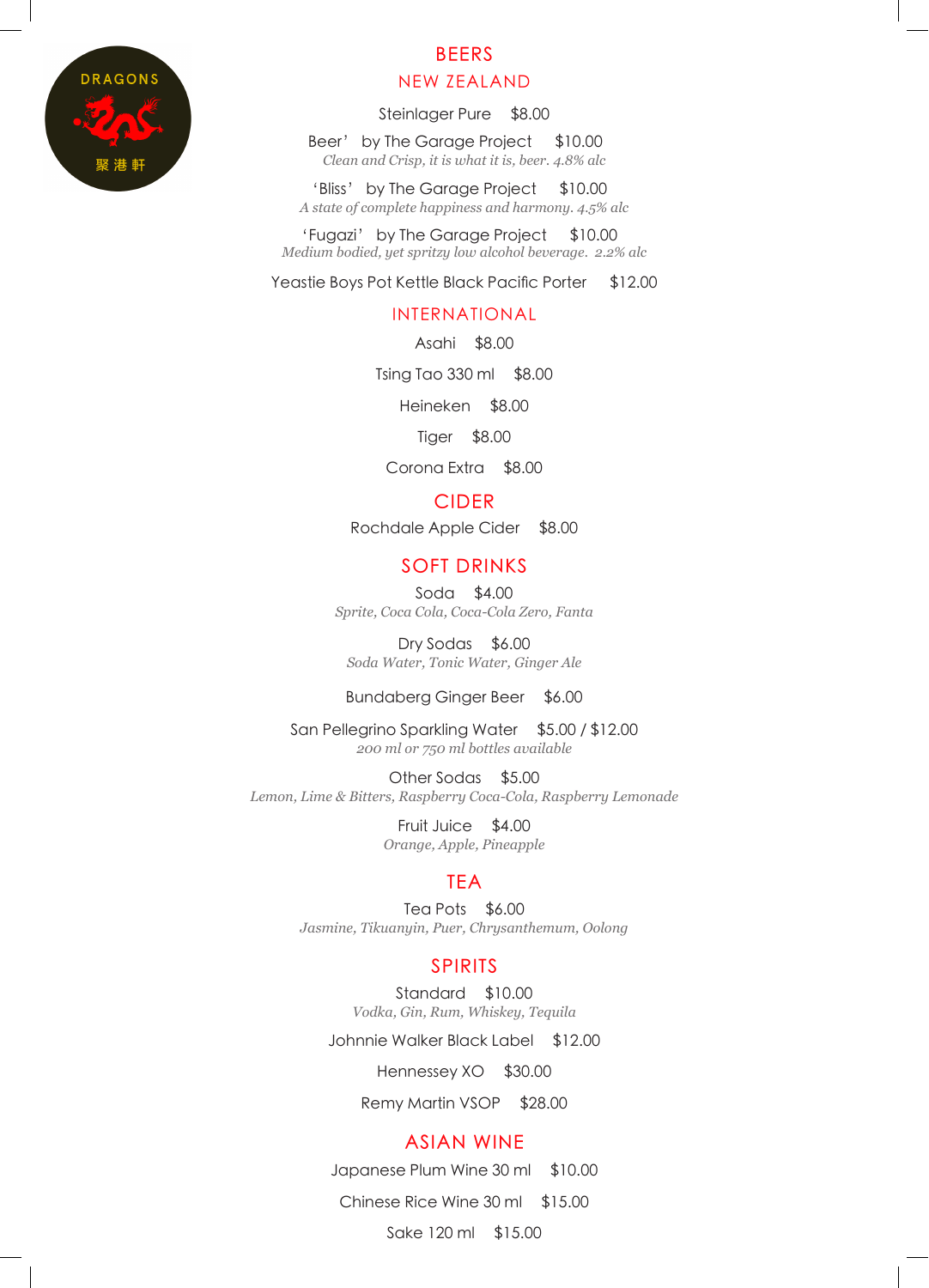DRAGONS

聚港軒

# BEERS

## NEW ZEALAND

Steinlager Pure $8.00

Beer' by The Garage Project $10.00
*Clean and Crisp, it is what it is, beer. 4.8% alc*

'Bliss' by The Garage Project $10.00
*A state of complete happiness and harmony. 4.5% alc*

'Fugazi' by The Garage Project $10.00
*Medium bodied, yet spritzy low alcohol beverage. 2.2% alc*

Yeastie Boys Pot Kettle Black Pacific Porter $12.00

## INTERNATIONAL

Asahi $8.00

Tsing Tao 330 ml $8.00

Heineken $8.00

Tiger $8.00

Corona Extra $8.00

# CIDER

Rochdale Apple Cider $8.00

# SOFT DRINKS

Soda $4.00
*Sprite, Coca Cola, Coca-Cola Zero, Fanta*

Dry Sodas $6.00
*Soda Water, Tonic Water, Ginger Ale*

Bundaberg Ginger Beer $6.00

San Pellegrino Sparkling Water $5.00 / $12.00
*200 ml or 750 ml bottles available*

Other Sodas $5.00
*Lemon, Lime & Bitters, Raspberry Coca-Cola, Raspberry Lemonade*

Fruit Juice $4.00
*Orange, Apple, Pineapple*

# TEA

Tea Pots $6.00
*Jasmine, Tikuanyin, Puer, Chrysanthemum, Oolong*

# SPIRITS

Standard $10.00
*Vodka, Gin, Rum, Whiskey, Tequila*

Johnnie Walker Black Label $12.00

Hennessey XO $30.00

Remy Martin VSOP $28.00

# ASIAN WINE

Japanese Plum Wine 30 ml $10.00

Chinese Rice Wine 30 ml $15.00

Sake 120 ml $15.00